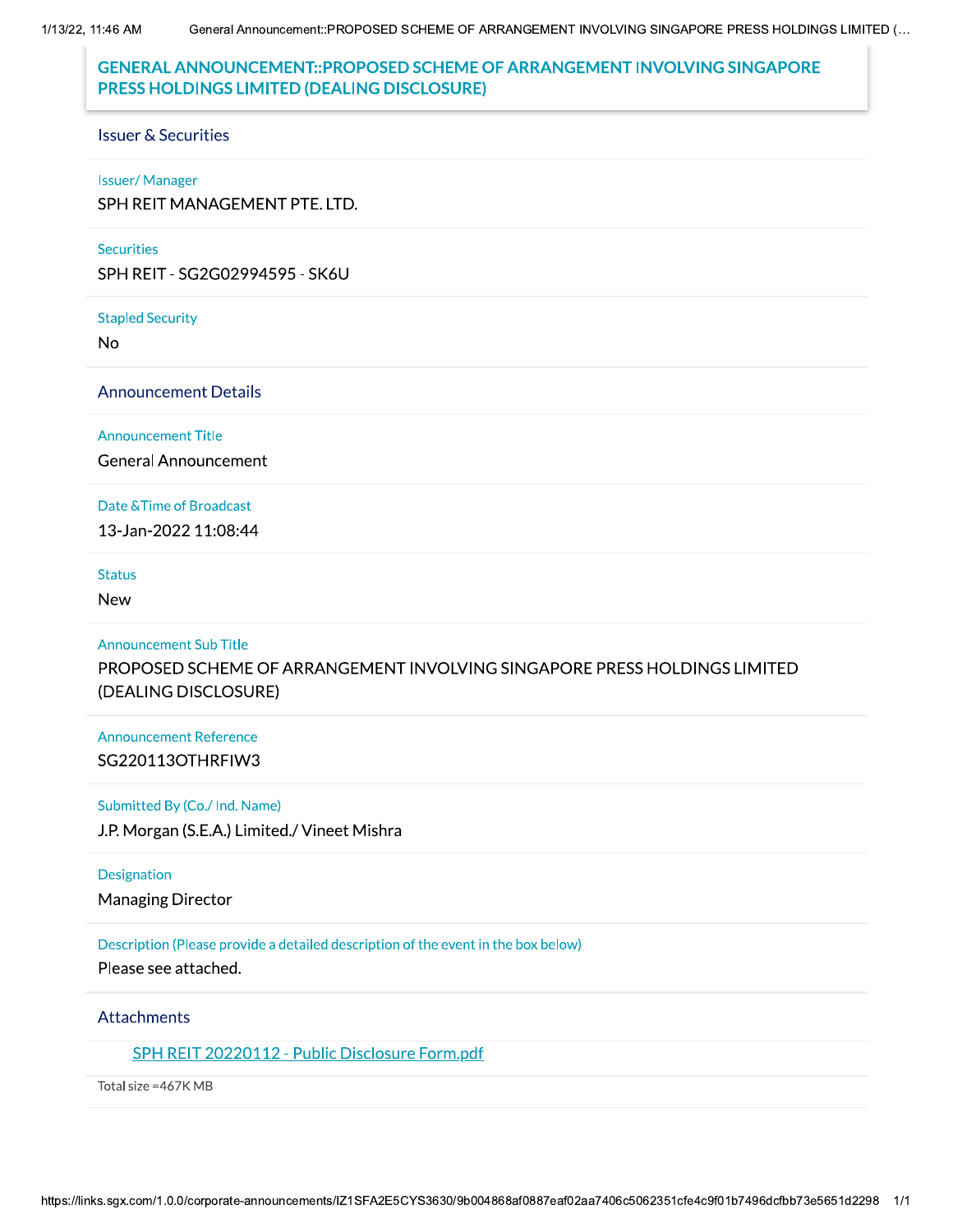# GENERAL ANNOUNCEMENT::PROPOSED SCHEME OF ARRANGEMENT INVOLVING SINGAPORE PRESS HOLDINGS LIMITED (DEALING DISCLOSURE)

## Issuer & Securities

**Issuer/ Manager**

SPH REIT MANAGEMENT PTE. LTD.

**Securities**

SPH REIT - SG2G02994595 - SK6U

**Stapled Security**

No

## Announcement Details

**Announcement Title**

General Announcement

**Date &Time of Broadcast**

13-Jan-2022 11:08:44

**Status**

New

**Announcement Sub Title**

PROPOSED SCHEME OF ARRANGEMENT INVOLVING SINGAPORE PRESS HOLDINGS LIMITED (DEALING DISCLOSURE)

**Announcement Reference**

SG220113OTHRFIW3

**Submitted By (Co./ Ind. Name)**

J.P. Morgan (S.E.A.) Limited./ Vineet Mishra

**Designation**

Managing Director

**Description (Please provide a detailed description of the event in the box below)**

Please see attached.

## Attachments

SPH REIT 20220112 - Public Disclosure Form.pdf

Total size =467K MB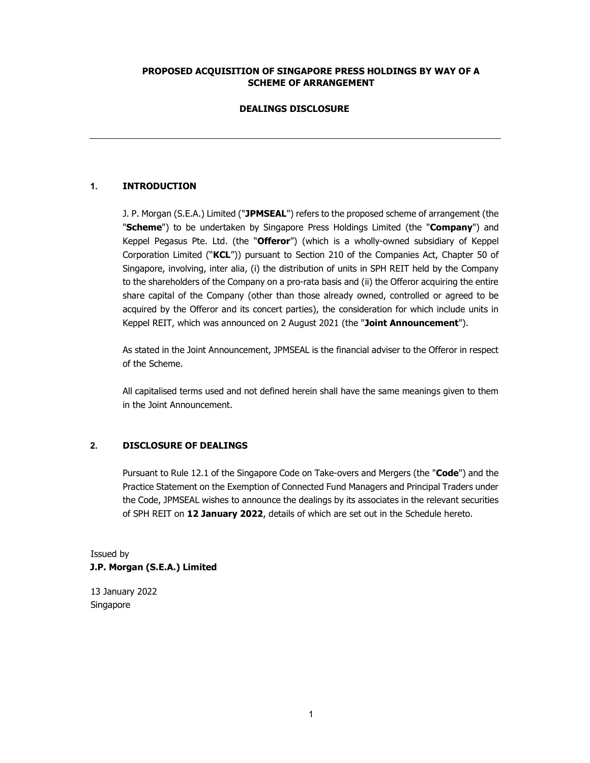**PROPOSED ACQUISITION OF SINGAPORE PRESS HOLDINGS BY WAY OF A SCHEME OF ARRANGEMENT**

**DEALINGS DISCLOSURE**

---

## 1. INTRODUCTION

J. P. Morgan (S.E.A.) Limited ("**JPMSEAL**") refers to the proposed scheme of arrangement (the "**Scheme**") to be undertaken by Singapore Press Holdings Limited (the "**Company**") and Keppel Pegasus Pte. Ltd. (the "**Offeror**") (which is a wholly-owned subsidiary of Keppel Corporation Limited ("**KCL**")) pursuant to Section 210 of the Companies Act, Chapter 50 of Singapore, involving, inter alia, (i) the distribution of units in SPH REIT held by the Company to the shareholders of the Company on a pro-rata basis and (ii) the Offeror acquiring the entire share capital of the Company (other than those already owned, controlled or agreed to be acquired by the Offeror and its concert parties), the consideration for which include units in Keppel REIT, which was announced on 2 August 2021 (the "**Joint Announcement**").

As stated in the Joint Announcement, JPMSEAL is the financial adviser to the Offeror in respect of the Scheme.

All capitalised terms used and not defined herein shall have the same meanings given to them in the Joint Announcement.

## 2. DISCLOSURE OF DEALINGS

Pursuant to Rule 12.1 of the Singapore Code on Take-overs and Mergers (the "**Code**") and the Practice Statement on the Exemption of Connected Fund Managers and Principal Traders under the Code, JPMSEAL wishes to announce the dealings by its associates in the relevant securities of SPH REIT on **12 January 2022**, details of which are set out in the Schedule hereto.

Issued by
**J.P. Morgan (S.E.A.) Limited**

13 January 2022
Singapore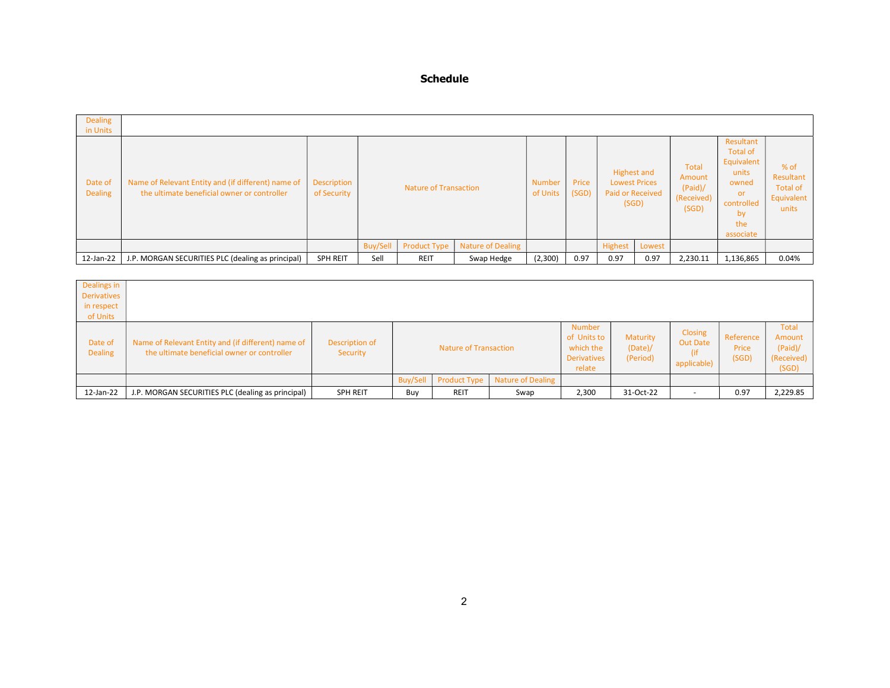# Schedule

| Dealing in Units | | | | | | | | | | | | |
|---|---|---|---|---|---|---|---|---|---|---|---|---|
| Date of Dealing | Name of Relevant Entity and (if different) name of the ultimate beneficial owner or controller | Description of Security | Nature of Transaction | | | Number of Units | Price (SGD) | Highest and Lowest Prices Paid or Received (SGD) | | Total Amount (Paid)/ (Received) (SGD) | Resultant Total of Equivalent units owned or controlled by the associate | % of Resultant Total of Equivalent units |
| | | | Buy/Sell | Product Type | Nature of Dealing | | | Highest | Lowest | | | |
| 12-Jan-22 | J.P. MORGAN SECURITIES PLC (dealing as principal) | SPH REIT | Sell | REIT | Swap Hedge | (2,300) | 0.97 | 0.97 | 0.97 | 2,230.11 | 1,136,865 | 0.04% |

| Dealings in Derivatives in respect of Units | | | | | | | | | | |
|---|---|---|---|---|---|---|---|---|---|---|
| Date of Dealing | Name of Relevant Entity and (if different) name of the ultimate beneficial owner or controller | Description of Security | Nature of Transaction | | | Number of Units to which the Derivatives relate | Maturity (Date)/ (Period) | Closing Out Date (if applicable) | Reference Price (SGD) | Total Amount (Paid)/ (Received) (SGD) |
| | | | Buy/Sell | Product Type | Nature of Dealing | | | | | |
| 12-Jan-22 | J.P. MORGAN SECURITIES PLC (dealing as principal) | SPH REIT | Buy | REIT | Swap | 2,300 | 31-Oct-22 | - | 0.97 | 2,229.85 |